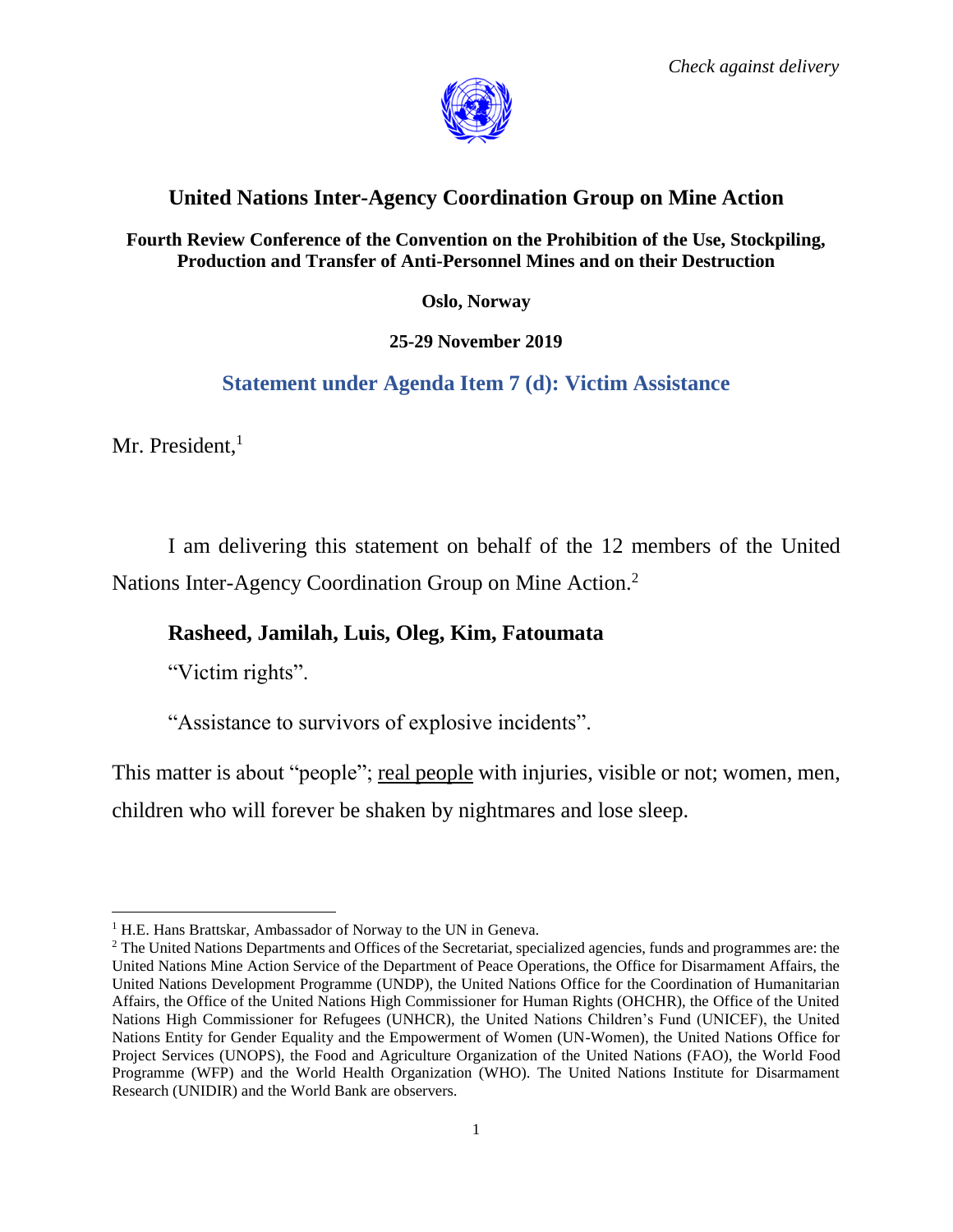*Check against delivery*

# United Nations Inter-Agency Coordination Group on Mine Action

**Fourth Review Conference of the Convention on the Prohibition of the Use, Stockpiling, Production and Transfer of Anti-Personnel Mines and on their Destruction**

**Oslo, Norway**

**25-29 November 2019**

## Statement under Agenda Item 7 (d): Victim Assistance

Mr. President,[1]

I am delivering this statement on behalf of the 12 members of the United Nations Inter-Agency Coordination Group on Mine Action.[2]

**Rasheed, Jamilah, Luis, Oleg, Kim, Fatoumata**

"Victim rights".

"Assistance to survivors of explosive incidents".

This matter is about "people"; real people with injuries, visible or not; women, men, children who will forever be shaken by nightmares and lose sleep.

---

[1] H.E. Hans Brattskar, Ambassador of Norway to the UN in Geneva.

[2] The United Nations Departments and Offices of the Secretariat, specialized agencies, funds and programmes are: the United Nations Mine Action Service of the Department of Peace Operations, the Office for Disarmament Affairs, the United Nations Development Programme (UNDP), the United Nations Office for the Coordination of Humanitarian Affairs, the Office of the United Nations High Commissioner for Human Rights (OHCHR), the Office of the United Nations High Commissioner for Refugees (UNHCR), the United Nations Children's Fund (UNICEF), the United Nations Entity for Gender Equality and the Empowerment of Women (UN-Women), the United Nations Office for Project Services (UNOPS), the Food and Agriculture Organization of the United Nations (FAO), the World Food Programme (WFP) and the World Health Organization (WHO). The United Nations Institute for Disarmament Research (UNIDIR) and the World Bank are observers.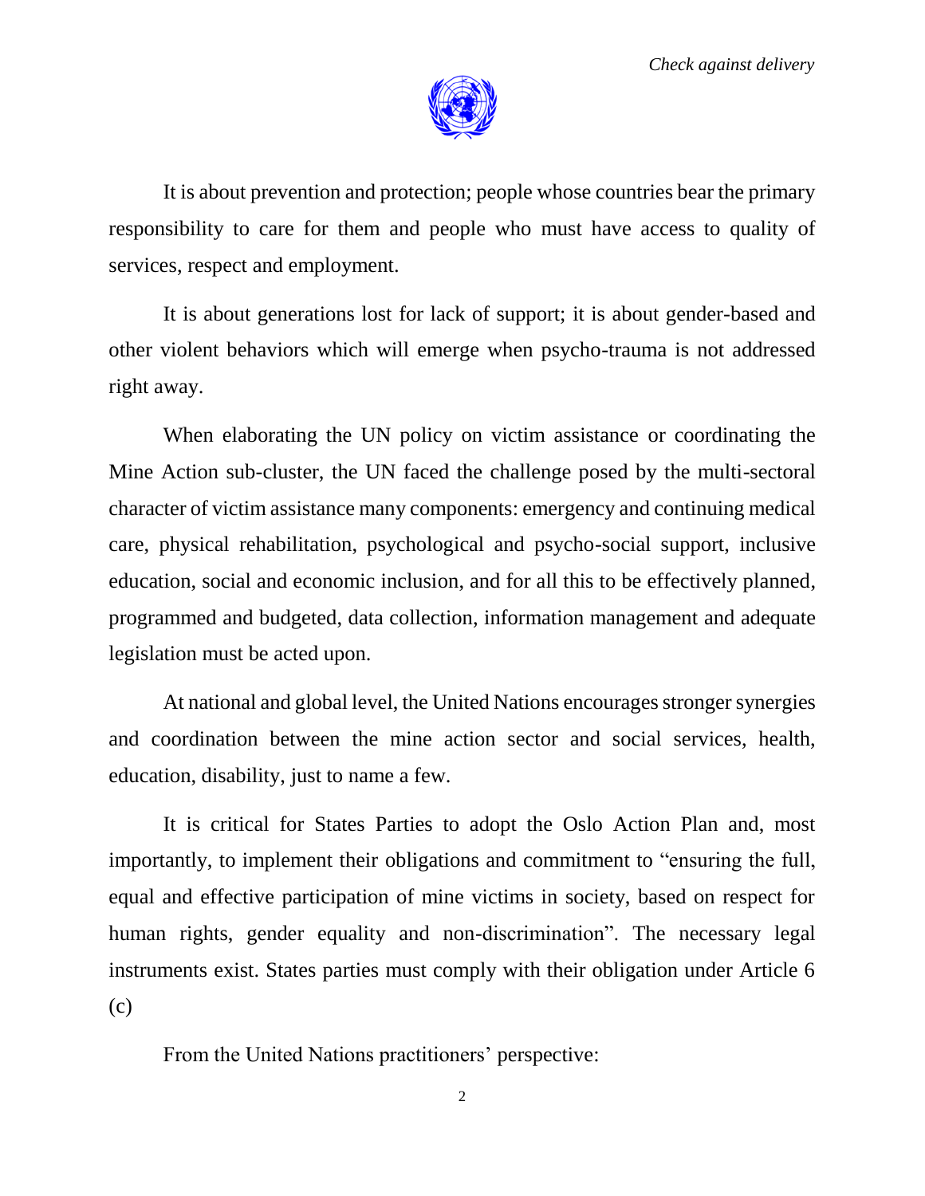It is about prevention and protection; people whose countries bear the primary responsibility to care for them and people who must have access to quality of services, respect and employment.

It is about generations lost for lack of support; it is about gender-based and other violent behaviors which will emerge when psycho-trauma is not addressed right away.

When elaborating the UN policy on victim assistance or coordinating the Mine Action sub-cluster, the UN faced the challenge posed by the multi-sectoral character of victim assistance many components: emergency and continuing medical care, physical rehabilitation, psychological and psycho-social support, inclusive education, social and economic inclusion, and for all this to be effectively planned, programmed and budgeted, data collection, information management and adequate legislation must be acted upon.

At national and global level, the United Nations encourages stronger synergies and coordination between the mine action sector and social services, health, education, disability, just to name a few.

It is critical for States Parties to adopt the Oslo Action Plan and, most importantly, to implement their obligations and commitment to "ensuring the full, equal and effective participation of mine victims in society, based on respect for human rights, gender equality and non-discrimination". The necessary legal instruments exist. States parties must comply with their obligation under Article 6 (c)

From the United Nations practitioners' perspective: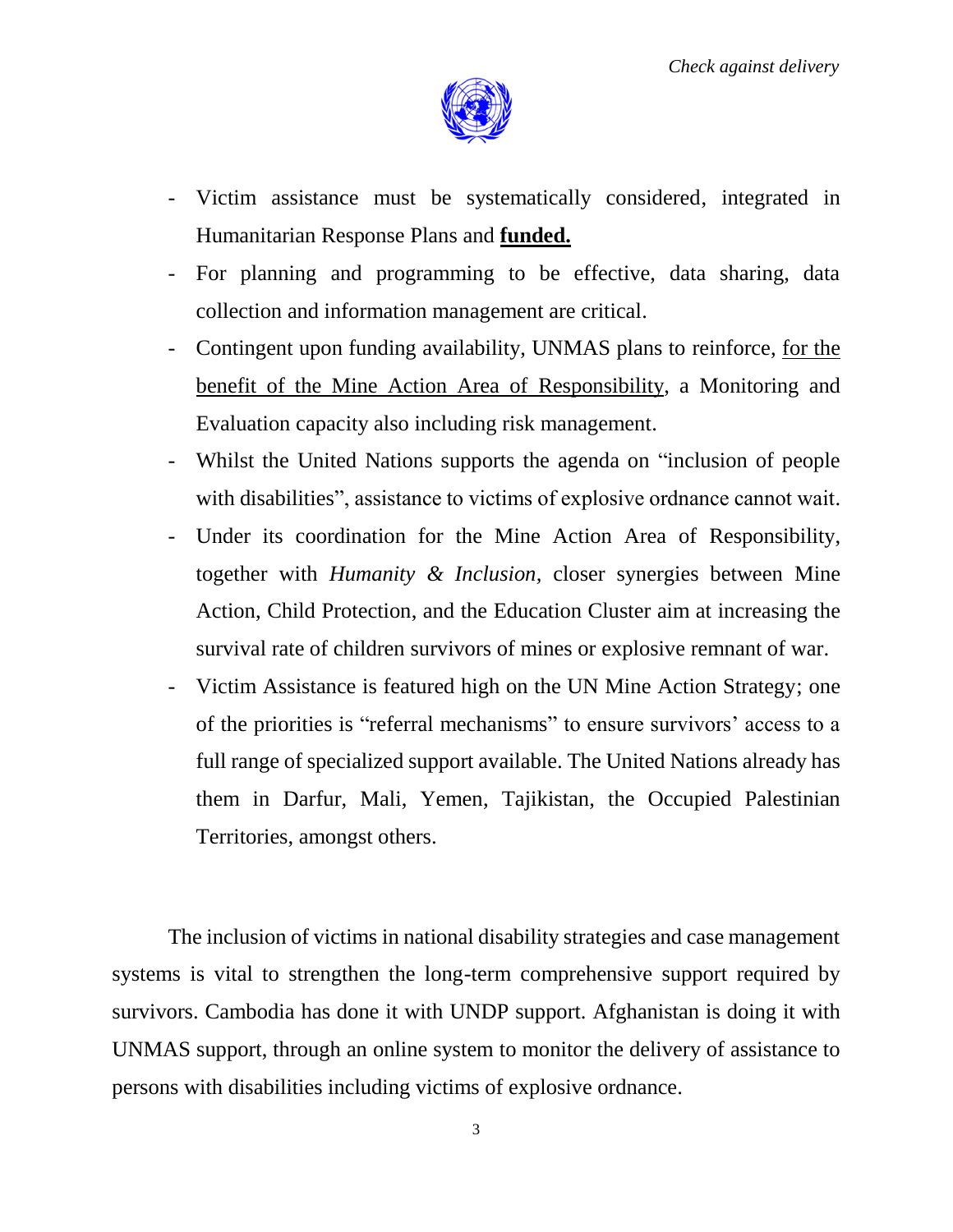- Victim assistance must be systematically considered, integrated in Humanitarian Response Plans and **<u>funded.</u>**
- For planning and programming to be effective, data sharing, data collection and information management are critical.
- Contingent upon funding availability, UNMAS plans to reinforce, <u>for the benefit of the Mine Action Area of Responsibility</u>, a Monitoring and Evaluation capacity also including risk management.
- Whilst the United Nations supports the agenda on "inclusion of people with disabilities", assistance to victims of explosive ordnance cannot wait.
- Under its coordination for the Mine Action Area of Responsibility, together with *Humanity & Inclusion,* closer synergies between Mine Action, Child Protection, and the Education Cluster aim at increasing the survival rate of children survivors of mines or explosive remnant of war.
- Victim Assistance is featured high on the UN Mine Action Strategy; one of the priorities is "referral mechanisms" to ensure survivors' access to a full range of specialized support available. The United Nations already has them in Darfur, Mali, Yemen, Tajikistan, the Occupied Palestinian Territories, amongst others.

The inclusion of victims in national disability strategies and case management systems is vital to strengthen the long-term comprehensive support required by survivors. Cambodia has done it with UNDP support. Afghanistan is doing it with UNMAS support, through an online system to monitor the delivery of assistance to persons with disabilities including victims of explosive ordnance.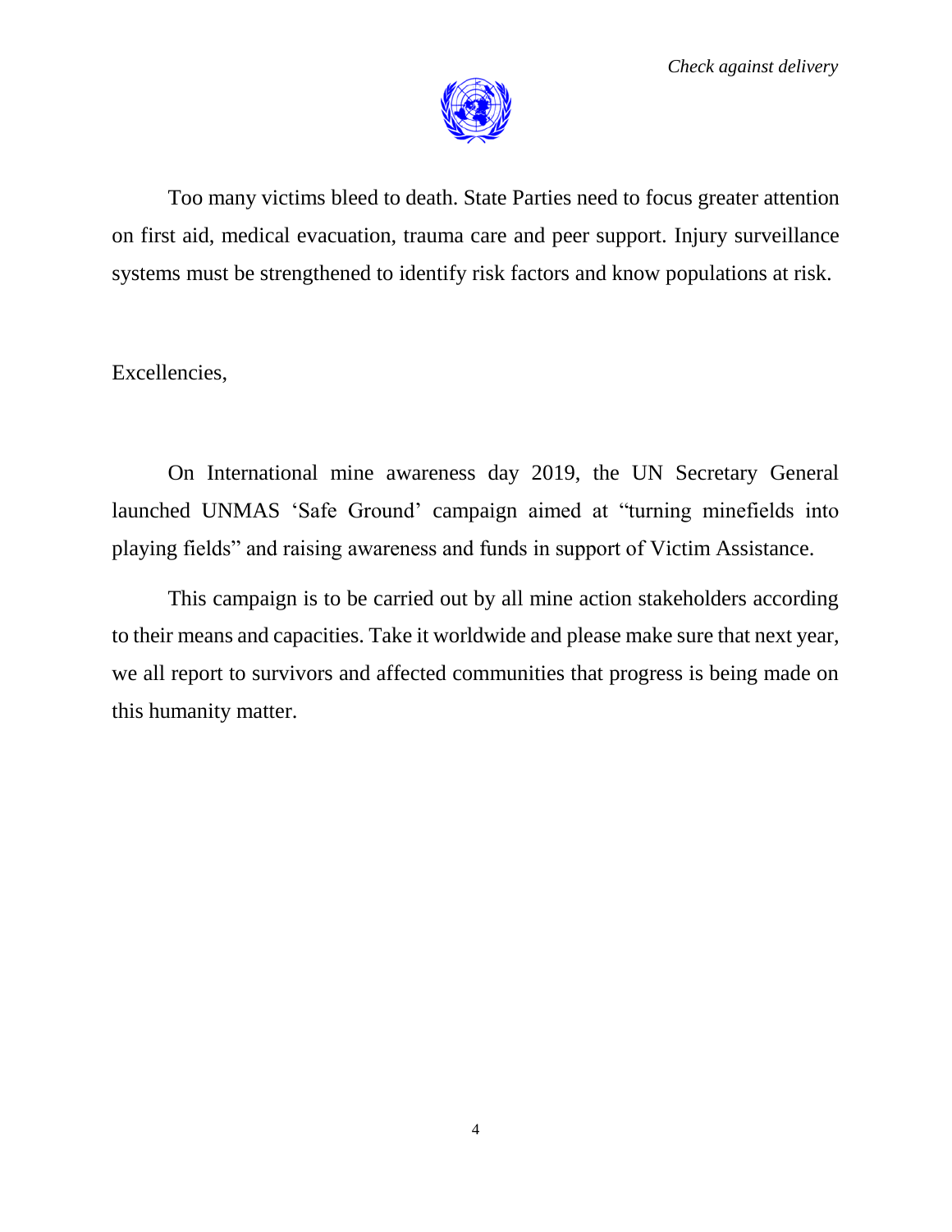*Check against delivery*

Too many victims bleed to death. State Parties need to focus greater attention on first aid, medical evacuation, trauma care and peer support. Injury surveillance systems must be strengthened to identify risk factors and know populations at risk.

Excellencies,

On International mine awareness day 2019, the UN Secretary General launched UNMAS 'Safe Ground' campaign aimed at "turning minefields into playing fields" and raising awareness and funds in support of Victim Assistance.

This campaign is to be carried out by all mine action stakeholders according to their means and capacities. Take it worldwide and please make sure that next year, we all report to survivors and affected communities that progress is being made on this humanity matter.